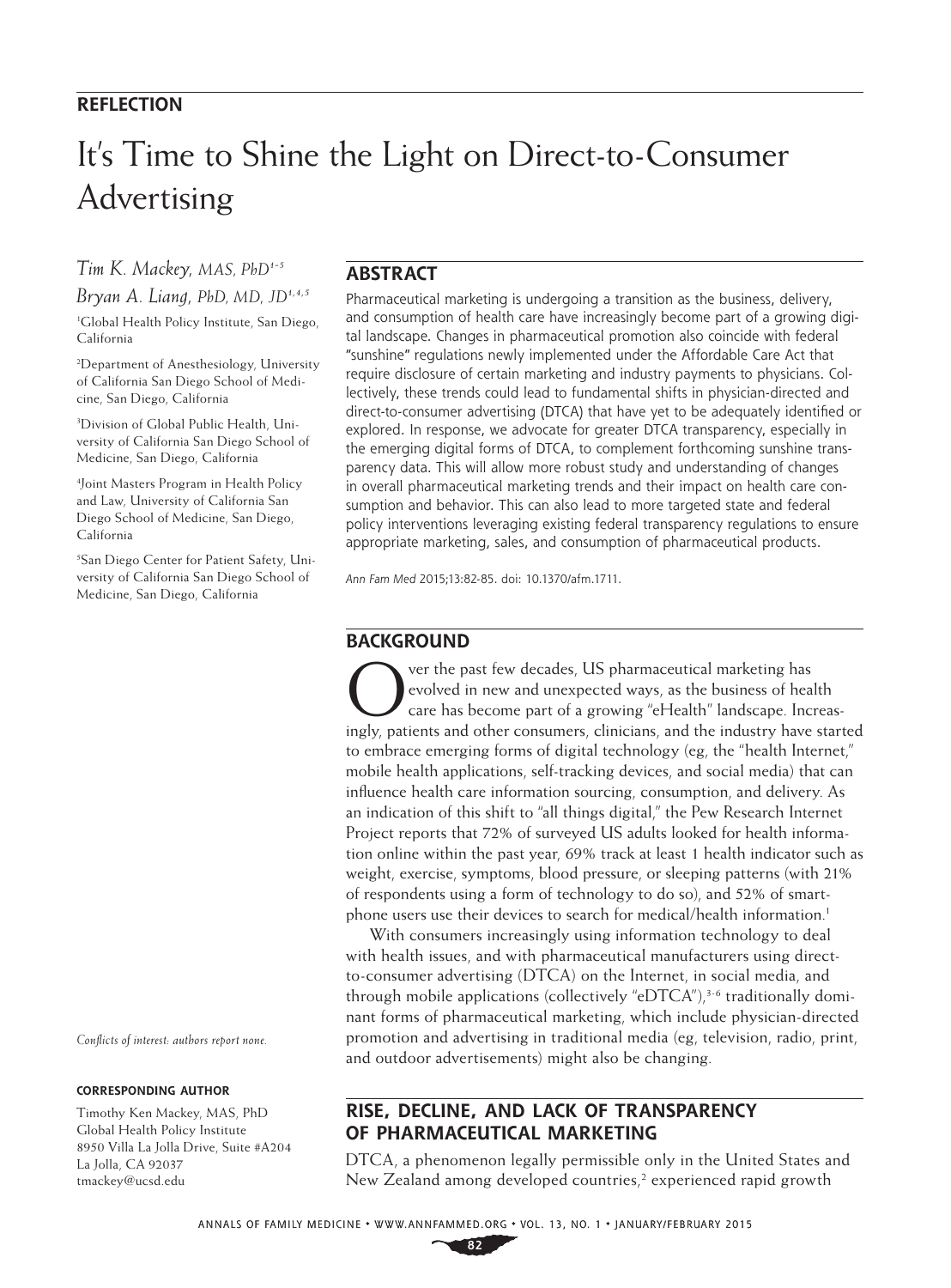**REFLECTION**

# It's Time to Shine the Light on Direct-to-Consumer Advertising

*Tim K. Mackey, MAS, PhD*[1-3]

*Bryan A. Liang, PhD, MD, JD*[1,4,5]

[1]Global Health Policy Institute, San Diego, California

[2]Department of Anesthesiology, University of California San Diego School of Medicine, San Diego, California

[3]Division of Global Public Health, University of California San Diego School of Medicine, San Diego, California

[4]Joint Masters Program in Health Policy and Law, University of California San Diego School of Medicine, San Diego, California

[5]San Diego Center for Patient Safety, University of California San Diego School of Medicine, San Diego, California

*Conflicts of interest: authors report none.*

**CORRESPONDING AUTHOR**

Timothy Ken Mackey, MAS, PhD
Global Health Policy Institute
8950 Villa La Jolla Drive, Suite #A204
La Jolla, CA 92037
tmackey@ucsd.edu

## ABSTRACT

Pharmaceutical marketing is undergoing a transition as the business, delivery, and consumption of health care have increasingly become part of a growing digital landscape. Changes in pharmaceutical promotion also coincide with federal "sunshine" regulations newly implemented under the Affordable Care Act that require disclosure of certain marketing and industry payments to physicians. Collectively, these trends could lead to fundamental shifts in physician-directed and direct-to-consumer advertising (DTCA) that have yet to be adequately identified or explored. In response, we advocate for greater DTCA transparency, especially in the emerging digital forms of DTCA, to complement forthcoming sunshine transparency data. This will allow more robust study and understanding of changes in overall pharmaceutical marketing trends and their impact on health care consumption and behavior. This can also lead to more targeted state and federal policy interventions leveraging existing federal transparency regulations to ensure appropriate marketing, sales, and consumption of pharmaceutical products.

*Ann Fam Med* 2015;13:82-85. doi: 10.1370/afm.1711.

## BACKGROUND

Over the past few decades, US pharmaceutical marketing has evolved in new and unexpected ways, as the business of health care has become part of a growing "eHealth" landscape. Increasingly, patients and other consumers, clinicians, and the industry have started to embrace emerging forms of digital technology (eg, the "health Internet," mobile health applications, self-tracking devices, and social media) that can influence health care information sourcing, consumption, and delivery. As an indication of this shift to "all things digital," the Pew Research Internet Project reports that 72% of surveyed US adults looked for health information online within the past year, 69% track at least 1 health indicator such as weight, exercise, symptoms, blood pressure, or sleeping patterns (with 21% of respondents using a form of technology to do so), and 52% of smartphone users use their devices to search for medical/health information.[1]

With consumers increasingly using information technology to deal with health issues, and with pharmaceutical manufacturers using direct-to-consumer advertising (DTCA) on the Internet, in social media, and through mobile applications (collectively "eDTCA"),[3-6] traditionally dominant forms of pharmaceutical marketing, which include physician-directed promotion and advertising in traditional media (eg, television, radio, print, and outdoor advertisements) might also be changing.

## RISE, DECLINE, AND LACK OF TRANSPARENCY OF PHARMACEUTICAL MARKETING

DTCA, a phenomenon legally permissible only in the United States and New Zealand among developed countries,[2] experienced rapid growth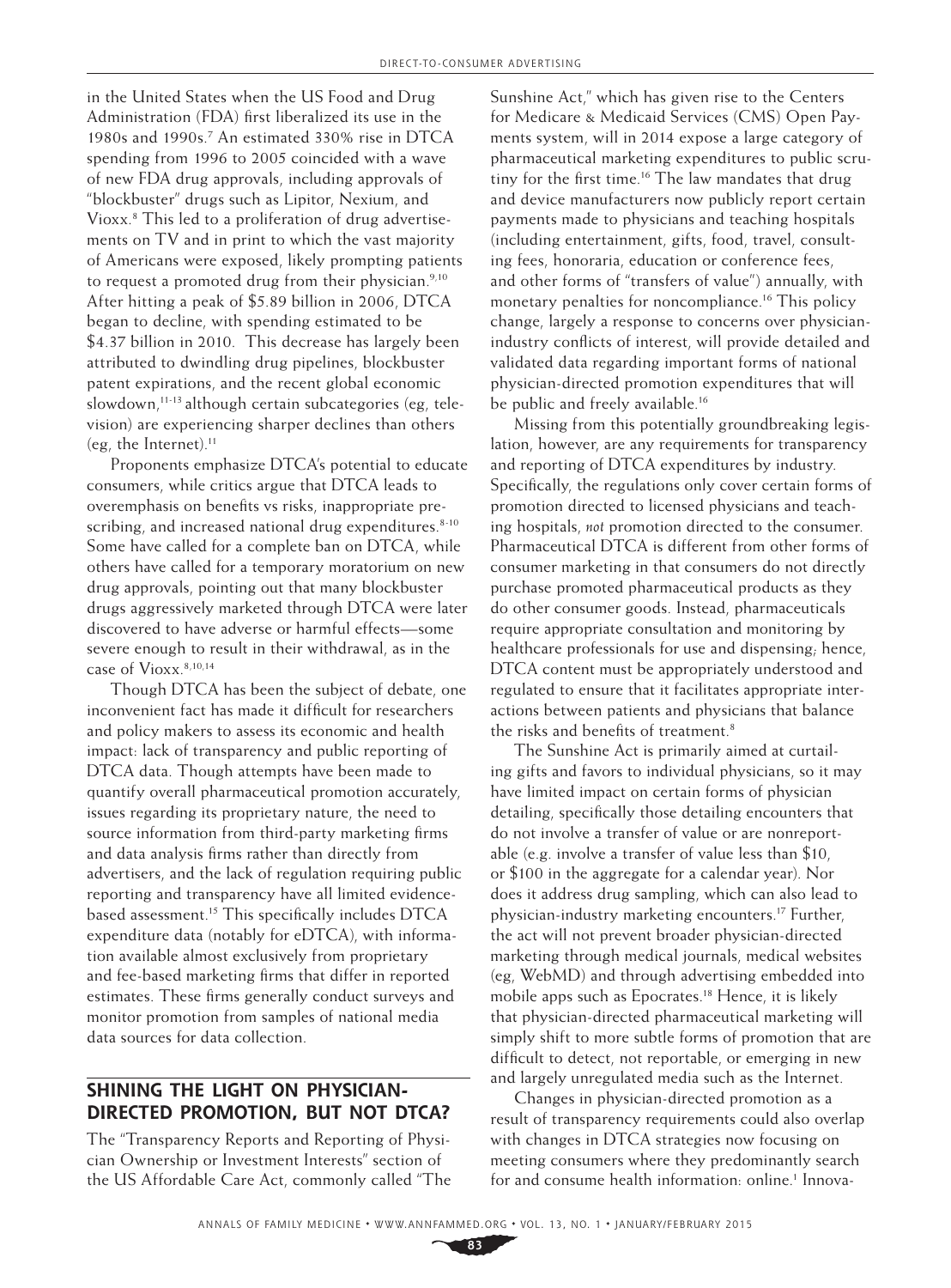in the United States when the US Food and Drug Administration (FDA) first liberalized its use in the 1980s and 1990s.[7] An estimated 330% rise in DTCA spending from 1996 to 2005 coincided with a wave of new FDA drug approvals, including approvals of "blockbuster" drugs such as Lipitor, Nexium, and Vioxx.[8] This led to a proliferation of drug advertisements on TV and in print to which the vast majority of Americans were exposed, likely prompting patients to request a promoted drug from their physician.[9,10] After hitting a peak of \$5.89 billion in 2006, DTCA began to decline, with spending estimated to be \$4.37 billion in 2010. This decrease has largely been attributed to dwindling drug pipelines, blockbuster patent expirations, and the recent global economic slowdown,[11-13] although certain subcategories (eg, television) are experiencing sharper declines than others (eg, the Internet).[11]

Proponents emphasize DTCA's potential to educate consumers, while critics argue that DTCA leads to overemphasis on benefits vs risks, inappropriate prescribing, and increased national drug expenditures.[8-10] Some have called for a complete ban on DTCA, while others have called for a temporary moratorium on new drug approvals, pointing out that many blockbuster drugs aggressively marketed through DTCA were later discovered to have adverse or harmful effects—some severe enough to result in their withdrawal, as in the case of Vioxx.[8,10,14]

Though DTCA has been the subject of debate, one inconvenient fact has made it difficult for researchers and policy makers to assess its economic and health impact: lack of transparency and public reporting of DTCA data. Though attempts have been made to quantify overall pharmaceutical promotion accurately, issues regarding its proprietary nature, the need to source information from third-party marketing firms and data analysis firms rather than directly from advertisers, and the lack of regulation requiring public reporting and transparency have all limited evidence-based assessment.[15] This specifically includes DTCA expenditure data (notably for eDTCA), with information available almost exclusively from proprietary and fee-based marketing firms that differ in reported estimates. These firms generally conduct surveys and monitor promotion from samples of national media data sources for data collection.

## SHINING THE LIGHT ON PHYSICIAN-DIRECTED PROMOTION, BUT NOT DTCA?

The "Transparency Reports and Reporting of Physician Ownership or Investment Interests" section of the US Affordable Care Act, commonly called "The Sunshine Act," which has given rise to the Centers for Medicare & Medicaid Services (CMS) Open Payments system, will in 2014 expose a large category of pharmaceutical marketing expenditures to public scrutiny for the first time.[16] The law mandates that drug and device manufacturers now publicly report certain payments made to physicians and teaching hospitals (including entertainment, gifts, food, travel, consulting fees, honoraria, education or conference fees, and other forms of "transfers of value") annually, with monetary penalties for noncompliance.[16] This policy change, largely a response to concerns over physician-industry conflicts of interest, will provide detailed and validated data regarding important forms of national physician-directed promotion expenditures that will be public and freely available.[16]

Missing from this potentially groundbreaking legislation, however, are any requirements for transparency and reporting of DTCA expenditures by industry. Specifically, the regulations only cover certain forms of promotion directed to licensed physicians and teaching hospitals, *not* promotion directed to the consumer. Pharmaceutical DTCA is different from other forms of consumer marketing in that consumers do not directly purchase promoted pharmaceutical products as they do other consumer goods. Instead, pharmaceuticals require appropriate consultation and monitoring by healthcare professionals for use and dispensing; hence, DTCA content must be appropriately understood and regulated to ensure that it facilitates appropriate interactions between patients and physicians that balance the risks and benefits of treatment.[8]

The Sunshine Act is primarily aimed at curtailing gifts and favors to individual physicians, so it may have limited impact on certain forms of physician detailing, specifically those detailing encounters that do not involve a transfer of value or are nonreportable (e.g. involve a transfer of value less than \$10, or \$100 in the aggregate for a calendar year). Nor does it address drug sampling, which can also lead to physician-industry marketing encounters.[17] Further, the act will not prevent broader physician-directed marketing through medical journals, medical websites (eg, WebMD) and through advertising embedded into mobile apps such as Epocrates.[18] Hence, it is likely that physician-directed pharmaceutical marketing will simply shift to more subtle forms of promotion that are difficult to detect, not reportable, or emerging in new and largely unregulated media such as the Internet.

Changes in physician-directed promotion as a result of transparency requirements could also overlap with changes in DTCA strategies now focusing on meeting consumers where they predominantly search for and consume health information: online.[1] Innova-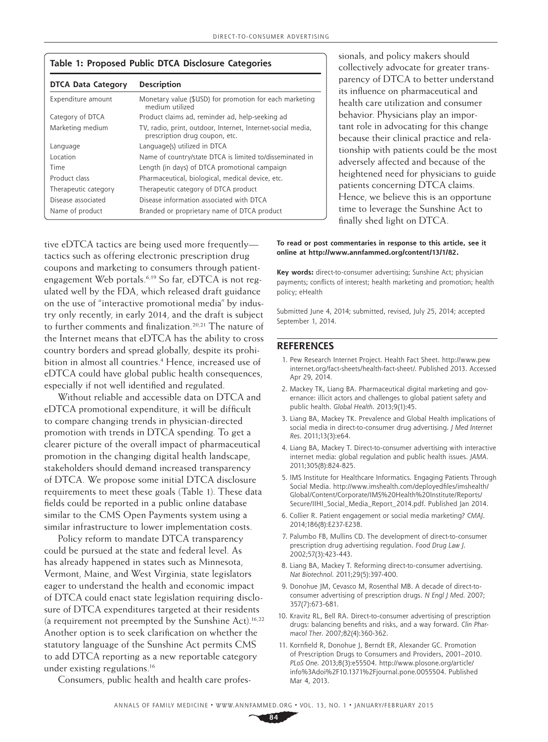**Table 1: Proposed Public DTCA Disclosure Categories**

| DTCA Data Category | Description |
|---|---|
| Expenditure amount | Monetary value ($USD) for promotion for each marketing medium utilized |
| Category of DTCA | Product claims ad, reminder ad, help-seeking ad |
| Marketing medium | TV, radio, print, outdoor, Internet, Internet-social media, prescription drug coupon, etc. |
| Language | Language(s) utilized in DTCA |
| Location | Name of country/state DTCA is limited to/disseminated in |
| Time | Length (in days) of DTCA promotional campaign |
| Product class | Pharmaceutical, biological, medical device, etc. |
| Therapeutic category | Therapeutic category of DTCA product |
| Disease associated | Disease information associated with DTCA |
| Name of product | Branded or proprietary name of DTCA product |

tive eDTCA tactics are being used more frequently—tactics such as offering electronic prescription drug coupons and marketing to consumers through patient-engagement Web portals.[6,19] So far, eDTCA is not regulated well by the FDA, which released draft guidance on the use of "interactive promotional media" by industry only recently, in early 2014, and the draft is subject to further comments and finalization.[20,21] The nature of the Internet means that eDTCA has the ability to cross country borders and spread globally, despite its prohibition in almost all countries.[4] Hence, increased use of eDTCA could have global public health consequences, especially if not well identified and regulated.

Without reliable and accessible data on DTCA and eDTCA promotional expenditure, it will be difficult to compare changing trends in physician-directed promotion with trends in DTCA spending. To get a clearer picture of the overall impact of pharmaceutical promotion in the changing digital health landscape, stakeholders should demand increased transparency of DTCA. We propose some initial DTCA disclosure requirements to meet these goals (Table 1). These data fields could be reported in a public online database similar to the CMS Open Payments system using a similar infrastructure to lower implementation costs.

Policy reform to mandate DTCA transparency could be pursued at the state and federal level. As has already happened in states such as Minnesota, Vermont, Maine, and West Virginia, state legislators eager to understand the health and economic impact of DTCA could enact state legislation requiring disclosure of DTCA expenditures targeted at their residents (a requirement not preempted by the Sunshine Act).[16,22] Another option is to seek clarification on whether the statutory language of the Sunshine Act permits CMS to add DTCA reporting as a new reportable category under existing regulations.[16]

Consumers, public health and health care professionals, and policy makers should collectively advocate for greater transparency of DTCA to better understand its influence on pharmaceutical and health care utilization and consumer behavior. Physicians play an important role in advocating for this change because their clinical practice and relationship with patients could be the most adversely affected and because of the heightened need for physicians to guide patients concerning DTCA claims. Hence, we believe this is an opportune time to leverage the Sunshine Act to finally shed light on DTCA.

**To read or post commentaries in response to this article, see it online at http://www.annfammed.org/content/13/1/82.**

**Key words:** direct-to-consumer advertising; Sunshine Act; physician payments; conflicts of interest; health marketing and promotion; health policy; eHealth

Submitted June 4, 2014; submitted, revised, July 25, 2014; accepted September 1, 2014.

## REFERENCES

1. Pew Research Internet Project. Health Fact Sheet. http://www.pewinternet.org/fact-sheets/health-fact-sheet/. Published 2013. Accessed Apr 29, 2014.
2. Mackey TK, Liang BA. Pharmaceutical digital marketing and governance: illicit actors and challenges to global patient safety and public health. *Global Health*. 2013;9(1):45.
3. Liang BA, Mackey TK. Prevalence and Global Health implications of social media in direct-to-consumer drug advertising. *J Med Internet Res*. 2011;13(3):e64.
4. Liang BA, Mackey T. Direct-to-consumer advertising with interactive internet media: global regulation and public health issues. *JAMA*. 2011;305(8):824-825.
5. IMS Institute for Healthcare Informatics. Engaging Patients Through Social Media. http://www.imshealth.com/deployedfiles/imshealth/Global/Content/Corporate/IMS%20Health%20Institute/Reports/Secure/IIHI_Social_Media_Report_2014.pdf. Published Jan 2014.
6. Collier R. Patient engagement or social media marketing? *CMAJ*. 2014;186(8):E237-E238.
7. Palumbo FB, Mullins CD. The development of direct-to-consumer prescription drug advertising regulation. *Food Drug Law J*. 2002;57(3):423-443.
8. Liang BA, Mackey T. Reforming direct-to-consumer advertising. *Nat Biotechnol*. 2011;29(5):397-400.
9. Donohue JM, Cevasco M, Rosenthal MB. A decade of direct-to-consumer advertising of prescription drugs. *N Engl J Med*. 2007;357(7):673-681.
10. Kravitz RL, Bell RA. Direct-to-consumer advertising of prescription drugs: balancing benefits and risks, and a way forward. *Clin Pharmacol Ther*. 2007;82(4):360-362.
11. Kornfield R, Donohue J, Berndt ER, Alexander GC. Promotion of Prescription Drugs to Consumers and Providers, 2001–2010. *PLoS One*. 2013;8(3):e55504. http://www.plosone.org/article/info%3Adoi%2F10.1371%2Fjournal.pone.0055504. Published Mar 4, 2013.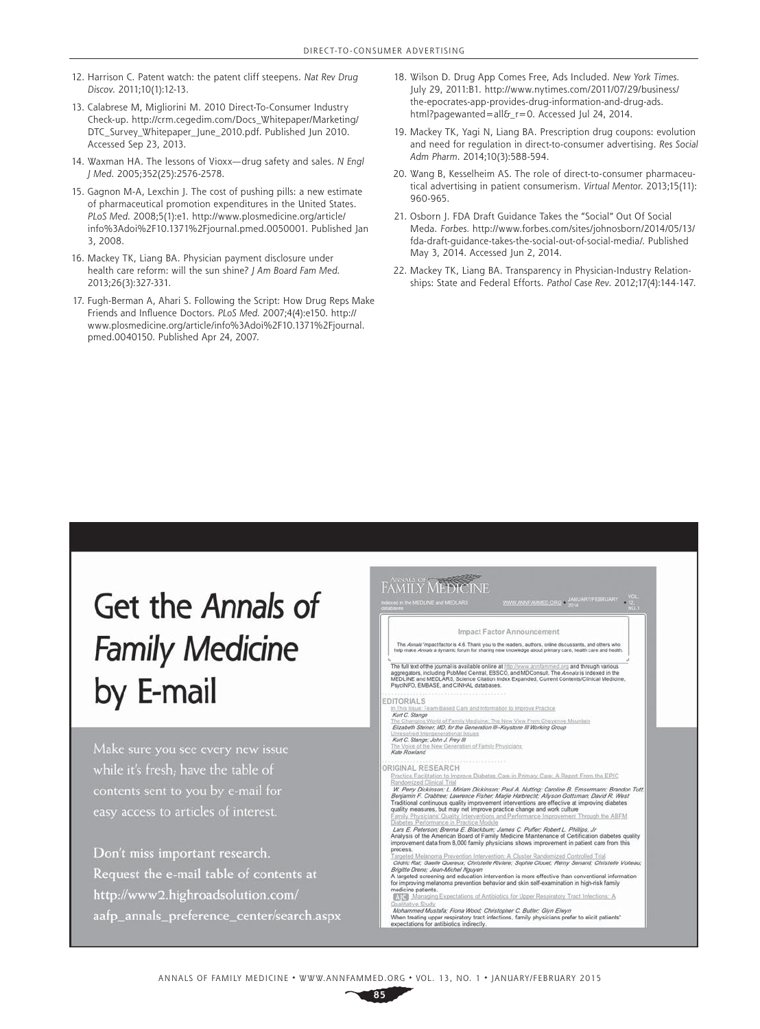12. Harrison C. Patent watch: the patent cliff steepens. *Nat Rev Drug Discov*. 2011;10(1):12-13.

13. Calabrese M, Migliorini M. 2010 Direct-To-Consumer Industry Check-up. http://crm.cegedim.com/Docs_Whitepaper/Marketing/DTC_Survey_Whitepaper_June_2010.pdf. Published Jun 2010. Accessed Sep 23, 2013.

14. Waxman HA. The lessons of Vioxx—drug safety and sales. *N Engl J Med*. 2005;352(25):2576-2578.

15. Gagnon M-A, Lexchin J. The cost of pushing pills: a new estimate of pharmaceutical promotion expenditures in the United States. *PLoS Med*. 2008;5(1):e1. http://www.plosmedicine.org/article/info%3Adoi%2F10.1371%2Fjournal.pmed.0050001. Published Jan 3, 2008.

16. Mackey TK, Liang BA. Physician payment disclosure under health care reform: will the sun shine? *J Am Board Fam Med*. 2013;26(3):327-331.

17. Fugh-Berman A, Ahari S. Following the Script: How Drug Reps Make Friends and Influence Doctors. *PLoS Med*. 2007;4(4):e150. http://www.plosmedicine.org/article/info%3Adoi%2F10.1371%2Fjournal.pmed.0040150. Published Apr 24, 2007.

18. Wilson D. Drug App Comes Free, Ads Included. *New York Times*. July 29, 2011:B1. http://www.nytimes.com/2011/07/29/business/the-epocrates-app-provides-drug-information-and-drug-ads.html?pagewanted=all&_r=0. Accessed Jul 24, 2014.

19. Mackey TK, Yagi N, Liang BA. Prescription drug coupons: evolution and need for regulation in direct-to-consumer advertising. *Res Social Adm Pharm*. 2014;10(3):588-594.

20. Wang B, Kesselheim AS. The role of direct-to-consumer pharmaceutical advertising in patient consumerism. *Virtual Mentor*. 2013;15(11):960-965.

21. Osborn J. FDA Draft Guidance Takes the "Social" Out Of Social Meda. *Forbes*. http://www.forbes.com/sites/johnosborn/2014/05/13/fda-draft-guidance-takes-the-social-out-of-social-media/. Published May 3, 2014. Accessed Jun 2, 2014.

22. Mackey TK, Liang BA. Transparency in Physician-Industry Relationships: State and Federal Efforts. *Pathol Case Rev*. 2012;17(4):144-147.

# Get the *Annals of Family Medicine* by E-mail

Make sure you see every new issue while it's fresh; have the table of contents sent to you by e-mail for easy access to articles of interest.

Don't miss important research. Request the e-mail table of contents at http://www2.highroadsolution.com/aafp_annals_preference_center/search.aspx